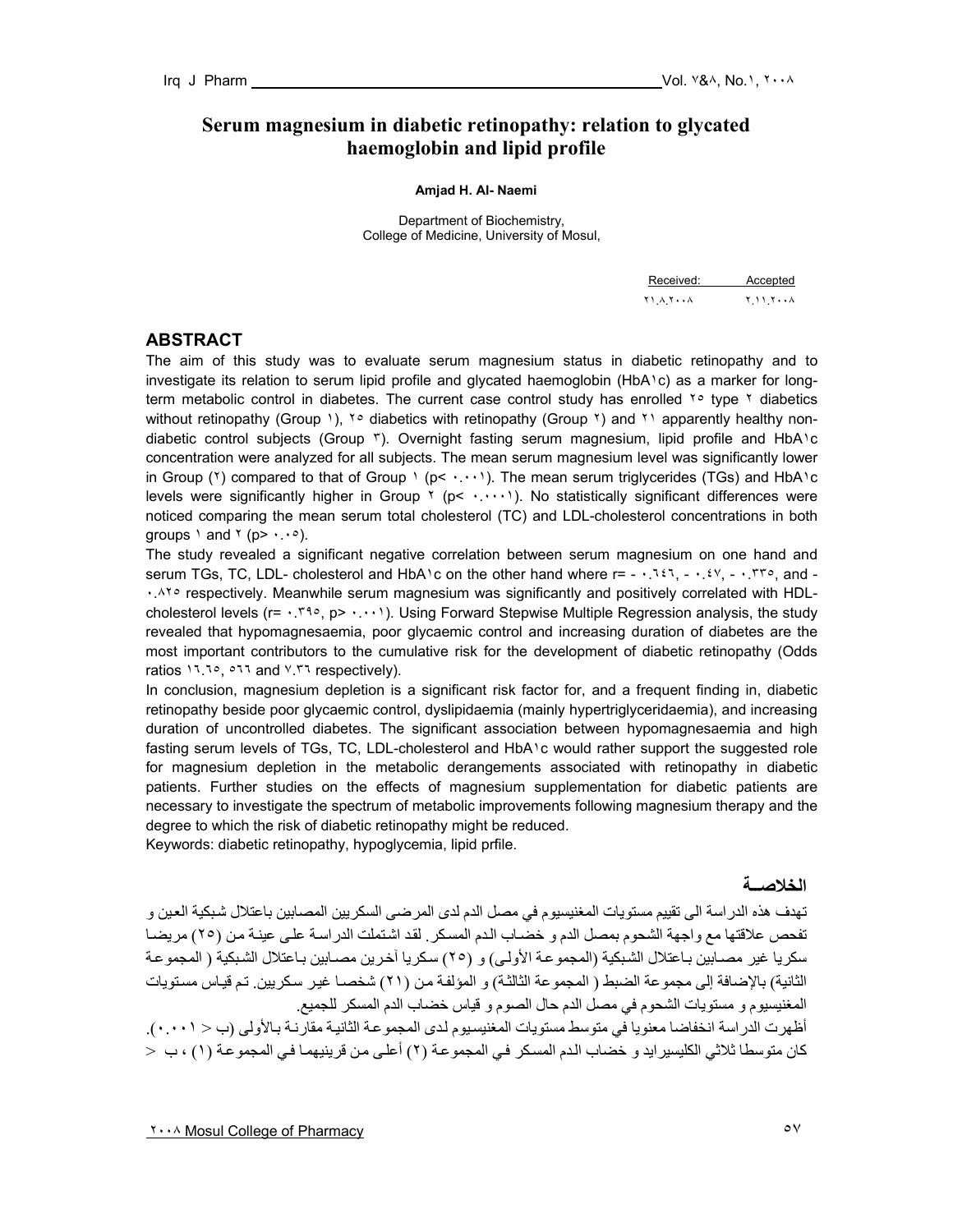# Serum magnesium in diabetic retinopathy: relation to glycated haemoglobin and lipid profile

**Amjad H. Al- Naemi**

Department of Biochemistry,
College of Medicine, University of Mosul,

| Received: | Accepted |
|---|---|
| ٢١.٨.٢٠٠٨ | ٢.١١.٢٠٠٨ |

## ABSTRACT

The aim of this study was to evaluate serum magnesium status in diabetic retinopathy and to investigate its relation to serum lipid profile and glycated haemoglobin (HbA١c) as a marker for long-term metabolic control in diabetes. The current case control study has enrolled ٢٥ type ٢ diabetics without retinopathy (Group ١), ٢٥ diabetics with retinopathy (Group ٢) and ٢١ apparently healthy non-diabetic control subjects (Group ٣). Overnight fasting serum magnesium, lipid profile and HbA١c concentration were analyzed for all subjects. The mean serum magnesium level was significantly lower in Group (٢) compared to that of Group ١ (p< ٠.٠٠١). The mean serum triglycerides (TGs) and HbA١c levels were significantly higher in Group ٢ (p< ٠.٠٠٠١). No statistically significant differences were noticed comparing the mean serum total cholesterol (TC) and LDL-cholesterol concentrations in both groups ١ and ٢ (p> ٠.٠٥).

The study revealed a significant negative correlation between serum magnesium on one hand and serum TGs, TC, LDL- cholesterol and HbA١c on the other hand where r= - ٠.٦٤٦, - ٠.٤٧, - ٠.٣٣٥, and -٠.٨٢٥ respectively. Meanwhile serum magnesium was significantly and positively correlated with HDL-cholesterol levels (r= ٠.٣٩٥, p> ٠.٠٠١). Using Forward Stepwise Multiple Regression analysis, the study revealed that hypomagnesaemia, poor glycaemic control and increasing duration of diabetes are the most important contributors to the cumulative risk for the development of diabetic retinopathy (Odds ratios ١٦.٦٥, ٥٦٦ and ٧.٣٦ respectively).

In conclusion, magnesium depletion is a significant risk factor for, and a frequent finding in, diabetic retinopathy beside poor glycaemic control, dyslipidaemia (mainly hypertriglyceridaemia), and increasing duration of uncontrolled diabetes. The significant association between hypomagnesaemia and high fasting serum levels of TGs, TC, LDL-cholesterol and HbA١c would rather support the suggested role for magnesium depletion in the metabolic derangements associated with retinopathy in diabetic patients. Further studies on the effects of magnesium supplementation for diabetic patients are necessary to investigate the spectrum of metabolic improvements following magnesium therapy and the degree to which the risk of diabetic retinopathy might be reduced.

Keywords: diabetic retinopathy, hypoglycemia, lipid prfile.

## الخلاصــة

تهدف هذه الدراسة الى تقييم مستويات المغنيسيوم في مصل الدم لدى المرضى السكريين المصابين باعتلال شبكية العين و تفحص علاقتها مع واجهة الشحوم بمصل الدم و خضاب الدم المسكر. لقد اشتملت الدراسة على عينة من (٢٥) مريضا سكريا غير مصابين باعتلال الشبكية (المجموعة الأولى) و (٢٥) سكريا آخرين مصابين باعتلال الشبكية ( المجموعة الثانية) بالإضافة إلى مجموعة الضبط ( المجموعة الثالثة) و المؤلفة من (٢١) شخصا غير سكريين. تم قياس مستويات المغنيسيوم و مستويات الشحوم في مصل الدم حال الصوم و قياس خضاب الدم المسكر للجميع.

أظهرت الدراسة انخفاضا معنويا في متوسط مستويات المغنيسيوم لدى المجموعة الثانية مقارنة بالأولى (ب < ٠.٠٠١). كان متوسطا ثلاثي الكليسيرايد و خضاب الدم المسكر في المجموعة (٢) أعلى من قرينيهما في المجموعة (١) ، ب <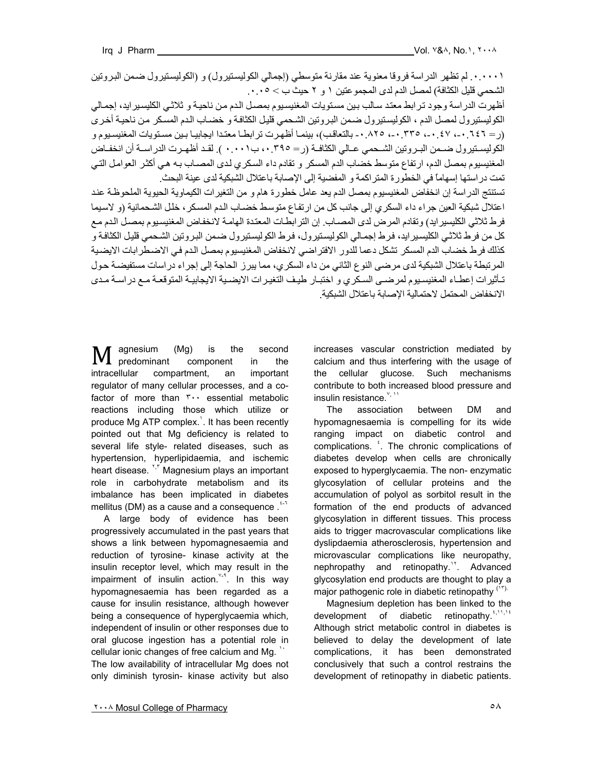٠.٠٠٠١. لم تظهر الدراسة فروقا معنوية عند مقارنة متوسطي (إجمالي الكوليستيرول) و (الكوليستيرول ضمن البروتين الشحمي قليل الكثافة) لمصل الدم لدى المجموعتين ١ و ٢ حيث ب > ٠.٠٥.

أظهرت الدراسة وجود ترابط معتد سالب بين مستويات المغنيسيوم بمصل الدم من ناحية و ثلاثي الكليسيرايد، إجمالي الكوليستيرول لمصل الدم ، الكوليستيرول ضمن البروتين الشحمي قليل الكثافة و خضاب الدم المسكر من ناحية أخرى (ر= ٠.٦٤٦-، ٠.٤٧-، ٠.٣٣٥-، ٠.٨٢٥- بالتعاقب)، بينما أظهرت ترابطا معتدا ايجابيا بين مستويات المغنيسيوم و الكوليستيرول ضمن البروتين الشحمي عالي الكثافة (ر= ٠.٣٩٥، ب٠.٠٠١ ). لقد أظهرت الدراسة أن انخفاض المغنيسيوم بمصل الدم، ارتفاع متوسط خضاب الدم المسكر و تقادم داء السكري لدى المصاب به هي أكثر العوامل التي تمت دراستها إسهاماً في الخطورة المتراكمة و المفضية إلى الإصابة باعتلال الشبكية لدى عينة البحث.

تستنتج الدراسة إن انخفاض المغنيسيوم بمصل الدم يعد عامل خطورة هام و من التغيرات الكيماوية الحيوية الملحوظة عند اعتلال شبكية العين جراء داء السكري إلى جانب كل من ارتفاع متوسط خضاب الدم المسكر، خلل الشحمانية (و لاسيما فرط ثلاثي الكليسيرايد) وتقادم المرض لدى المصاب. إن الترابطات المعتدة الهامة لانخفاض المغنيسيوم بمصل الدم مع كل من فرط ثلاثي الكليسيرايد، فرط إجمالي الكوليستيرول، فرط الكوليستيرول ضمن البروتين الشحمي قليل الكثافة و كذلك فرط خضاب الدم المسكر تشكل دعما للدور الافتراضي لانخفاض المغنيسيوم بمصل الدم في الاضطرابات الايضية المرتبطة باعتلال الشبكية لدى مرضى النوع الثاني من داء السكري، مما يبرز الحاجة إلى إجراء دراسات مستفيضة حول تأثيرات إعطاء المغنيسيوم لمرضى السكري و اختبار طيف التغيرات الايضية الايجابية المتوقعة مع دراسة مدى الانخفاض المحتمل لاحتمالية الإصابة باعتلال الشبكية.

Magnesium (Mg) is the second predominant component in the intracellular compartment, an important regulator of many cellular processes, and a co-factor of more than 300 essential metabolic reactions including those which utilize or produce Mg ATP complex.[1]. It has been recently pointed out that Mg deficiency is related to several life style- related diseases, such as hypertension, hyperlipidaemia, and ischemic heart disease. [2,3] Magnesium plays an important role in carbohydrate metabolism and its imbalance has been implicated in diabetes mellitus (DM) as a cause and a consequence .[4-6]

A large body of evidence has been progressively accumulated in the past years that shows a link between hypomagnesaemia and reduction of tyrosine- kinase activity at the insulin receptor level, which may result in the impairment of insulin action.[7-9]. In this way hypomagnesaemia has been regarded as a cause for insulin resistance, although however being a consequence of hyperglycaemia which, independent of insulin or other responses due to oral glucose ingestion has a potential role in cellular ionic changes of free calcium and Mg. [10] The low availability of intracellular Mg does not only diminish tyrosin- kinase activity but also increases vascular constriction mediated by calcium and thus interfering with the usage of the cellular glucose. Such mechanisms contribute to both increased blood pressure and insulin resistance.[7,11]

The association between DM and hypomagnesaemia is compelling for its wide ranging impact on diabetic control and complications. [4]. The chronic complications of diabetes develop when cells are chronically exposed to hyperglycaemia. The non- enzymatic glycosylation of cellular proteins and the accumulation of polyol as sorbitol result in the formation of the end products of advanced glycosylation in different tissues. This process aids to trigger macrovascular complications like dyslipdaemia atherosclerosis, hypertension and microvascular complications like neuropathy, nephropathy and retinopathy.[12]. Advanced glycosylation end products are thought to play a major pathogenic role in diabetic retinopathy [13].

Magnesium depletion has been linked to the development of diabetic retinopathy.[4,11,14] Although strict metabolic control in diabetes is believed to delay the development of late complications, it has been demonstrated conclusively that such a control restrains the development of retinopathy in diabetic patients.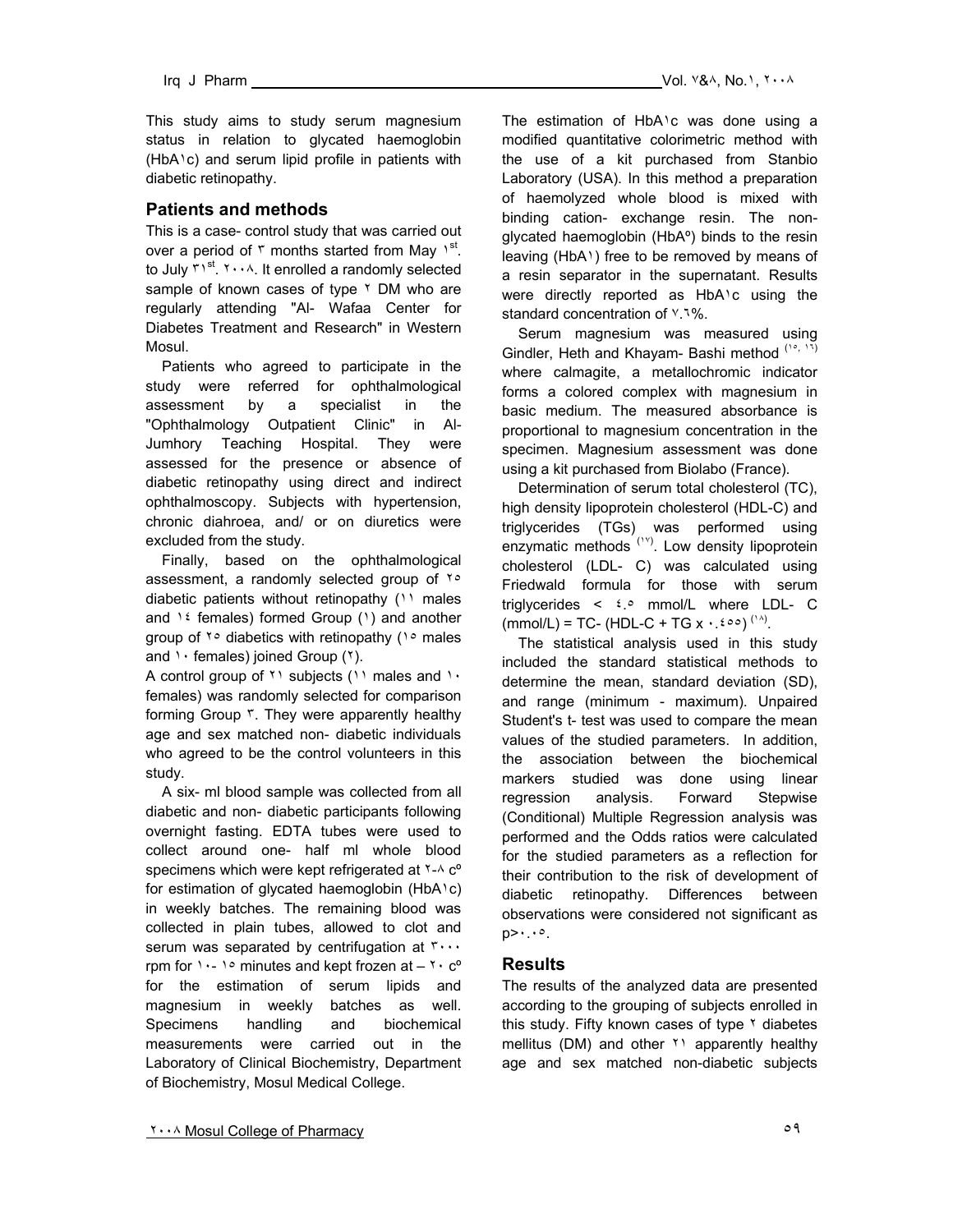This study aims to study serum magnesium status in relation to glycated haemoglobin (HbA1c) and serum lipid profile in patients with diabetic retinopathy.

## Patients and methods

This is a case- control study that was carried out over a period of 3 months started from May 1st. to July 31st. 2008. It enrolled a randomly selected sample of known cases of type 2 DM who are regularly attending "Al- Wafaa Center for Diabetes Treatment and Research" in Western Mosul.

Patients who agreed to participate in the study were referred for ophthalmological assessment by a specialist in the "Ophthalmology Outpatient Clinic" in Al-Jumhory Teaching Hospital. They were assessed for the presence or absence of diabetic retinopathy using direct and indirect ophthalmoscopy. Subjects with hypertension, chronic diahroea, and/ or on diuretics were excluded from the study.

Finally, based on the ophthalmological assessment, a randomly selected group of 25 diabetic patients without retinopathy (11 males and 14 females) formed Group (1) and another group of 25 diabetics with retinopathy (15 males and 10 females) joined Group (2).

A control group of 21 subjects (11 males and 10 females) was randomly selected for comparison forming Group 3. They were apparently healthy age and sex matched non- diabetic individuals who agreed to be the control volunteers in this study.

A six- ml blood sample was collected from all diabetic and non- diabetic participants following overnight fasting. EDTA tubes were used to collect around one- half ml whole blood specimens which were kept refrigerated at 2-8 c° for estimation of glycated haemoglobin (HbA1c) in weekly batches. The remaining blood was collected in plain tubes, allowed to clot and serum was separated by centrifugation at 3000 rpm for 10- 15 minutes and kept frozen at – 20 c° for the estimation of serum lipids and magnesium in weekly batches as well. Specimens handling and biochemical measurements were carried out in the Laboratory of Clinical Biochemistry, Department of Biochemistry, Mosul Medical College.

The estimation of HbA1c was done using a modified quantitative colorimetric method with the use of a kit purchased from Stanbio Laboratory (USA). In this method a preparation of haemolyzed whole blood is mixed with binding cation- exchange resin. The non-glycated haemoglobin (HbA°) binds to the resin leaving (HbA1) free to be removed by means of a resin separator in the supernatant. Results were directly reported as HbA1c using the standard concentration of 7.6%.

Serum magnesium was measured using Gindler, Heth and Khayam- Bashi method [15, 16] where calmagite, a metallochromic indicator forms a colored complex with magnesium in basic medium. The measured absorbance is proportional to magnesium concentration in the specimen. Magnesium assessment was done using a kit purchased from Biolabo (France).

Determination of serum total cholesterol (TC), high density lipoprotein cholesterol (HDL-C) and triglycerides (TGs) was performed using enzymatic methods [17]. Low density lipoprotein cholesterol (LDL- C) was calculated using Friedwald formula for those with serum triglycerides < 4.5 mmol/L where LDL- C (mmol/L) = TC- (HDL-C + TG x 0.455) [18].

The statistical analysis used in this study included the standard statistical methods to determine the mean, standard deviation (SD), and range (minimum - maximum). Unpaired Student's t- test was used to compare the mean values of the studied parameters. In addition, the association between the biochemical markers studied was done using linear regression analysis. Forward Stepwise (Conditional) Multiple Regression analysis was performed and the Odds ratios were calculated for the studied parameters as a reflection for their contribution to the risk of development of diabetic retinopathy. Differences between observations were considered not significant as $p>0.05$.

## Results

The results of the analyzed data are presented according to the grouping of subjects enrolled in this study. Fifty known cases of type 2 diabetes mellitus (DM) and other 21 apparently healthy age and sex matched non-diabetic subjects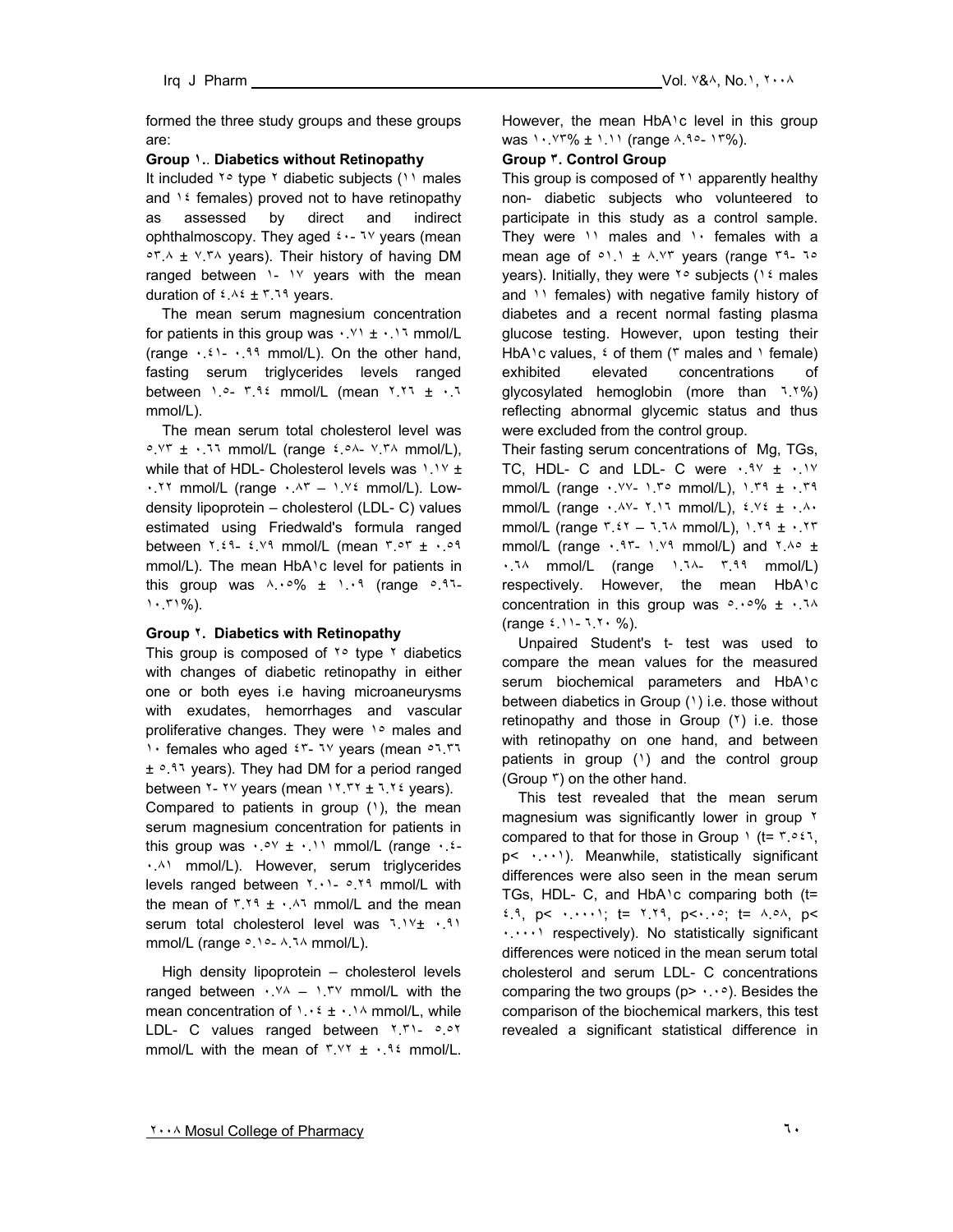formed the three study groups and these groups are:

**Group ١.. Diabetics without Retinopathy**

It included ٢٥ type ٢ diabetic subjects (١١ males and ١٤ females) proved not to have retinopathy as assessed by direct and indirect ophthalmoscopy. They aged ٤٠- ٦٧ years (mean ٥٣.٨ ± ٧.٣٨ years). Their history of having DM ranged between ١- ١٧ years with the mean duration of ٤.٨٤ ± ٣.٦٩ years.

The mean serum magnesium concentration for patients in this group was ٠.٧١ ± ٠.١٦ mmol/L (range ٠.٤١- ٠.٩٩ mmol/L). On the other hand, fasting serum triglycerides levels ranged between ١.٥- ٣.٩٤ mmol/L (mean ٢.٢٦ ± ٠.٦ mmol/L).

The mean serum total cholesterol level was ٥.٧٣ ± ٠.٦٦ mmol/L (range ٤.٥٨- ٧.٣٨ mmol/L), while that of HDL- Cholesterol levels was ١.١٧ ± ٠.٢٢ mmol/L (range ٠.٨٣ – ١.٧٤ mmol/L). Low-density lipoprotein – cholesterol (LDL- C) values estimated using Friedwald's formula ranged between ٢.٤٩- ٤.٧٩ mmol/L (mean ٣.٥٣ ± ٠.٥٩ mmol/L). The mean HbA١c level for patients in this group was ٨.٠٥% ± ١.٠٩ (range ٥.٩٦- ١٠.٣١%).

**Group ٢. Diabetics with Retinopathy**

This group is composed of ٢٥ type ٢ diabetics with changes of diabetic retinopathy in either one or both eyes i.e having microaneurysms with exudates, hemorrhages and vascular proliferative changes. They were ١٥ males and ١٠ females who aged ٤٣- ٦٧ years (mean ٥٦.٣٦ ± ٥.٩٦ years). They had DM for a period ranged between ٢- ٢٧ years (mean ١٢.٣٢ ± ٦.٢٤ years).
Compared to patients in group (١), the mean serum magnesium concentration for patients in this group was ٠.٥٧ ± ٠.١١ mmol/L (range ٠.٤- ٠.٨١ mmol/L). However, serum triglycerides levels ranged between ٢.٠١- ٥.٢٩ mmol/L with the mean of ٣.٢٩ ± ٠.٨٦ mmol/L and the mean serum total cholesterol level was ٦.١٧± ٠.٩١ mmol/L (range ٥.١٥- ٨.٦٨ mmol/L).

High density lipoprotein – cholesterol levels ranged between ٠.٧٨ – ١.٣٧ mmol/L with the mean concentration of ١.٠٤ ± ٠.١٨ mmol/L, while LDL- C values ranged between ٢.٣١- ٥.٥٢ mmol/L with the mean of ٣.٧٢ ± ٠.٩٤ mmol/L. However, the mean HbA١c level in this group was ١٠.٧٣% ± ١.١١ (range ٨.٩٥- ١٣%).

**Group ٣. Control Group**

This group is composed of ٢١ apparently healthy non- diabetic subjects who volunteered to participate in this study as a control sample. They were ١١ males and ١٠ females with a mean age of ٥١.١ ± ٨.٧٣ years (range ٣٩- ٦٥ years). Initially, they were ٢٥ subjects (١٤ males and ١١ females) with negative family history of diabetes and a recent normal fasting plasma glucose testing. However, upon testing their HbA١c values, ٤ of them (٣ males and ١ female) exhibited elevated concentrations of glycosylated hemoglobin (more than ٦.٢%) reflecting abnormal glycemic status and thus were excluded from the control group.
Their fasting serum concentrations of Mg, TGs, TC, HDL- C and LDL- C were ٠.٩٧ ± ٠.١٧ mmol/L (range ٠.٧٧- ١.٣٥ mmol/L), ١.٣٩ ± ٠.٣٩ mmol/L (range ٠.٨٧- ٢.١٦ mmol/L), ٤.٧٤ ± ٠.٨٠ mmol/L (range ٣.٤٢ – ٦.٦٨ mmol/L), ١.٢٩ ± ٠.٢٣ mmol/L (range ٠.٩٣- ١.٧٩ mmol/L) and ٢.٨٥ ± ٠.٦٨ mmol/L (range ١.٦٨- ٣.٩٩ mmol/L) respectively. However, the mean HbA١c concentration in this group was ٥.٠٥% ± ٠.٦٨ (range ٤.١١- ٦.٢٠ %).

Unpaired Student's t- test was used to compare the mean values for the measured serum biochemical parameters and HbA١c between diabetics in Group (١) i.e. those without retinopathy and those in Group (٢) i.e. those with retinopathy on one hand, and between patients in group (١) and the control group (Group ٣) on the other hand.

This test revealed that the mean serum magnesium was significantly lower in group ٢ compared to that for those in Group ١ (t= ٣.٥٤٦, p< ٠.٠٠١). Meanwhile, statistically significant differences were also seen in the mean serum TGs, HDL- C, and HbA١c comparing both (t= ٤.٩, p< ٠.٠٠٠١; t= ٢.٢٩, p<٠.٠٥; t= ٨.٥٨, p< ٠.٠٠٠١ respectively). No statistically significant differences were noticed in the mean serum total cholesterol and serum LDL- C concentrations comparing the two groups (p> ٠.٠٥). Besides the comparison of the biochemical markers, this test revealed a significant statistical difference in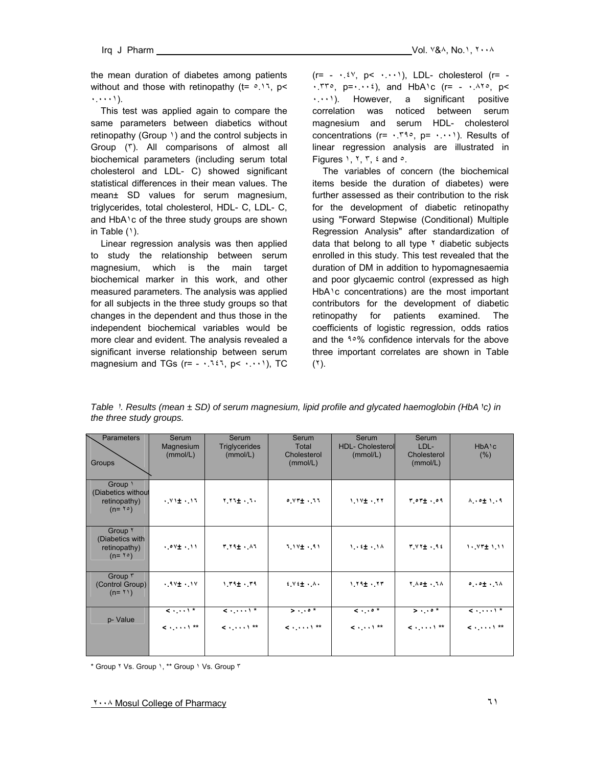the mean duration of diabetes among patients without and those with retinopathy (t= ٥.١٦, p< ٠.٠٠٠١).

This test was applied again to compare the same parameters between diabetics without retinopathy (Group ١) and the control subjects in Group (٣). All comparisons of almost all biochemical parameters (including serum total cholesterol and LDL- C) showed significant statistical differences in their mean values. The mean± SD values for serum magnesium, triglycerides, total cholesterol, HDL- C, LDL- C, and HbA١c of the three study groups are shown in Table (١).

Linear regression analysis was then applied to study the relationship between serum magnesium, which is the main target biochemical marker in this work, and other measured parameters. The analysis was applied for all subjects in the three study groups so that changes in the dependent and thus those in the independent biochemical variables would be more clear and evident. The analysis revealed a significant inverse relationship between serum magnesium and TGs (r= - ٠.٦٤٦, p< ٠.٠٠١), TC (r= - ٠.٤٧, p< ٠.٠٠١), LDL- cholesterol (r= - ٠.٣٣٥, p=٠.٠٠٤), and HbA١c (r= - ٠.٨٢٥, p< ٠.٠٠١). However, a significant positive correlation was noticed between serum magnesium and serum HDL- cholesterol concentrations (r= ٠.٣٩٥, p= ٠.٠٠١). Results of linear regression analysis are illustrated in Figures ١, ٢, ٣, ٤ and ٥.

The variables of concern (the biochemical items beside the duration of diabetes) were further assessed as their contribution to the risk for the development of diabetic retinopathy using "Forward Stepwise (Conditional) Multiple Regression Analysis" after standardization of data that belong to all type ٢ diabetic subjects enrolled in this study. This test revealed that the duration of DM in addition to hypomagnesaemia and poor glycaemic control (expressed as high HbA١c concentrations) are the most important contributors for the development of diabetic retinopathy for patients examined. The coefficients of logistic regression, odds ratios and the ٩٥% confidence intervals for the above three important correlates are shown in Table (٢).

*Table ١. Results (mean ± SD) of serum magnesium, lipid profile and glycated haemoglobin (HbA١c) in the three study groups.*

| Parameters / Groups | Serum Magnesium (mmol/L) | Serum Triglycerides (mmol/L) | Serum Total Cholesterol (mmol/L) | Serum HDL- Cholesterol (mmol/L) | Serum LDL- Cholesterol (mmol/L) | HbA١c (%) |
|---|---|---|---|---|---|---|
| Group ١ (Diabetics without retinopathy) (n= ٢٥) | ٠.٧١± ٠.١٦ | ٢.٢٦± ٠.٦٠ | ٥.٧٣± ٠.٦٦ | ١.١٧± ٠.٢٢ | ٣.٥٣± ٠.٥٩ | ٨.٠٥± ١.٠٩ |
| Group ٢ (Diabetics with retinopathy) (n= ٢٥) | ٠.٥٧± ٠.١١ | ٣.٢٩± ٠.٨٦ | ٦.١٧± ٠.٩١ | ١.٠٤± ٠.١٨ | ٣.٧٢± ٠.٩٤ | ١٠.٧٣± ١.١١ |
| Group ٣ (Control Group) (n= ٢١) | ٠.٩٧± ٠.١٧ | ١.٣٩± ٠.٣٩ | ٤.٧٤± ٠.٨٠ | ١.٢٩± ٠.٢٣ | ٢.٨٥± ٠.٦٨ | ٥.٠٥± ٠.٦٨ |
| p- Value | < ٠.٠٠١ * <br> < ٠.٠٠٠١ ** | < ٠.٠٠٠١ * <br> < ٠.٠٠٠١ ** | > ٠.٠٥ * <br> < ٠.٠٠٠١ ** | < ٠.٠٥ * <br> < ٠.٠٠١ ** | > ٠.٠٥ * <br> < ٠.٠٠٠١ ** | < ٠.٠٠٠١ * <br> < ٠.٠٠٠١ ** |

\* Group ٢ Vs. Group ١, ** Group ١ Vs. Group ٣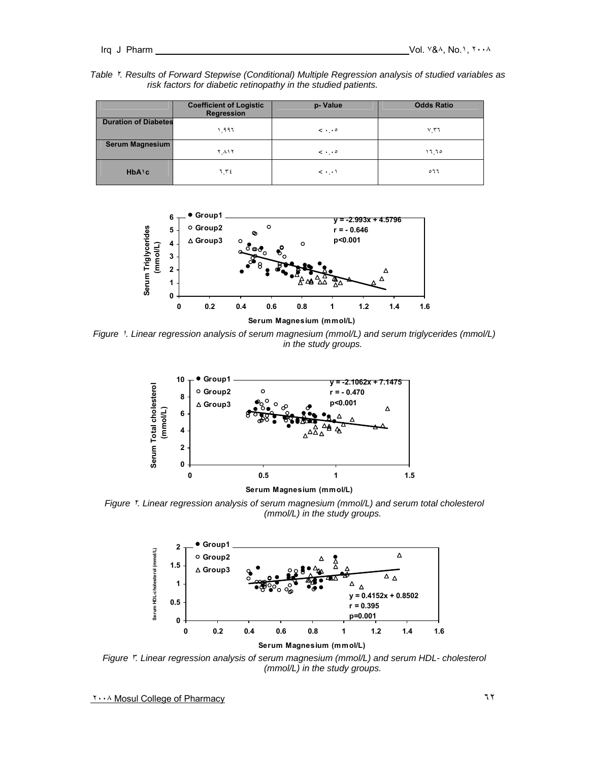*Table ٢. Results of Forward Stepwise (Conditional) Multiple Regression analysis of studied variables as risk factors for diabetic retinopathy in the studied patients.*

| | Coefficient of Logistic Regression | p- Value | Odds Ratio |
|---|---|---|---|
| **Duration of Diabetes** | ١.٩٩٦ | < ٠.٠٥ | ٧.٣٦ |
| **Serum Magnesium** | ٢.٨١٢ | < ٠.٠٥ | ١٦.٦٥ |
| **HbA١c** | ٦.٣٤ | < ٠.٠١ | ٥٦٦ |

*Figure ١. Linear regression analysis of serum magnesium (mmol/L) and serum triglycerides (mmol/L) in the study groups.*

*Figure ٢. Linear regression analysis of serum magnesium (mmol/L) and serum total cholesterol (mmol/L) in the study groups.*

*Figure ٣. Linear regression analysis of serum magnesium (mmol/L) and serum HDL- cholesterol (mmol/L) in the study groups.*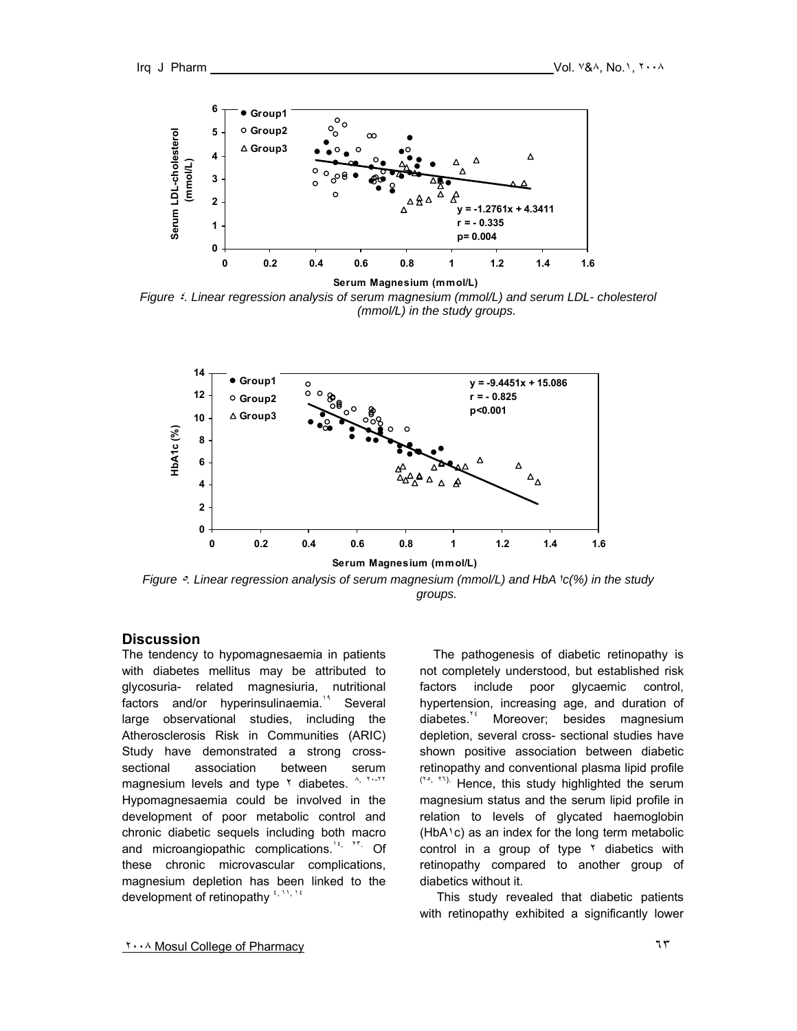Figure 4. Linear regression analysis of serum magnesium (mmol/L) and serum LDL- cholesterol (mmol/L) in the study groups.

Figure 5. Linear regression analysis of serum magnesium (mmol/L) and HbA1c(%) in the study groups.

## Discussion

The tendency to hypomagnesaemia in patients with diabetes mellitus may be attributed to glycosuria- related magnesiuria, nutritional factors and/or hyperinsulinaemia.[19] Several large observational studies, including the Atherosclerosis Risk in Communities (ARIC) Study have demonstrated a strong cross-sectional association between serum magnesium levels and type 2 diabetes. [8, 20-22] Hypomagnesaemia could be involved in the development of poor metabolic control and chronic diabetic sequels including both macro and microangiopathic complications.[14, 23]. Of these chronic microvascular complications, magnesium depletion has been linked to the development of retinopathy [4, 11, 14]

The pathogenesis of diabetic retinopathy is not completely understood, but established risk factors include poor glycaemic control, hypertension, increasing age, and duration of diabetes.[24] Moreover; besides magnesium depletion, several cross- sectional studies have shown positive association between diabetic retinopathy and conventional plasma lipid profile [25, 26]. Hence, this study highlighted the serum magnesium status and the serum lipid profile in relation to levels of glycated haemoglobin (HbA1c) as an index for the long term metabolic control in a group of type 2 diabetics with retinopathy compared to another group of diabetics without it.

This study revealed that diabetic patients with retinopathy exhibited a significantly lower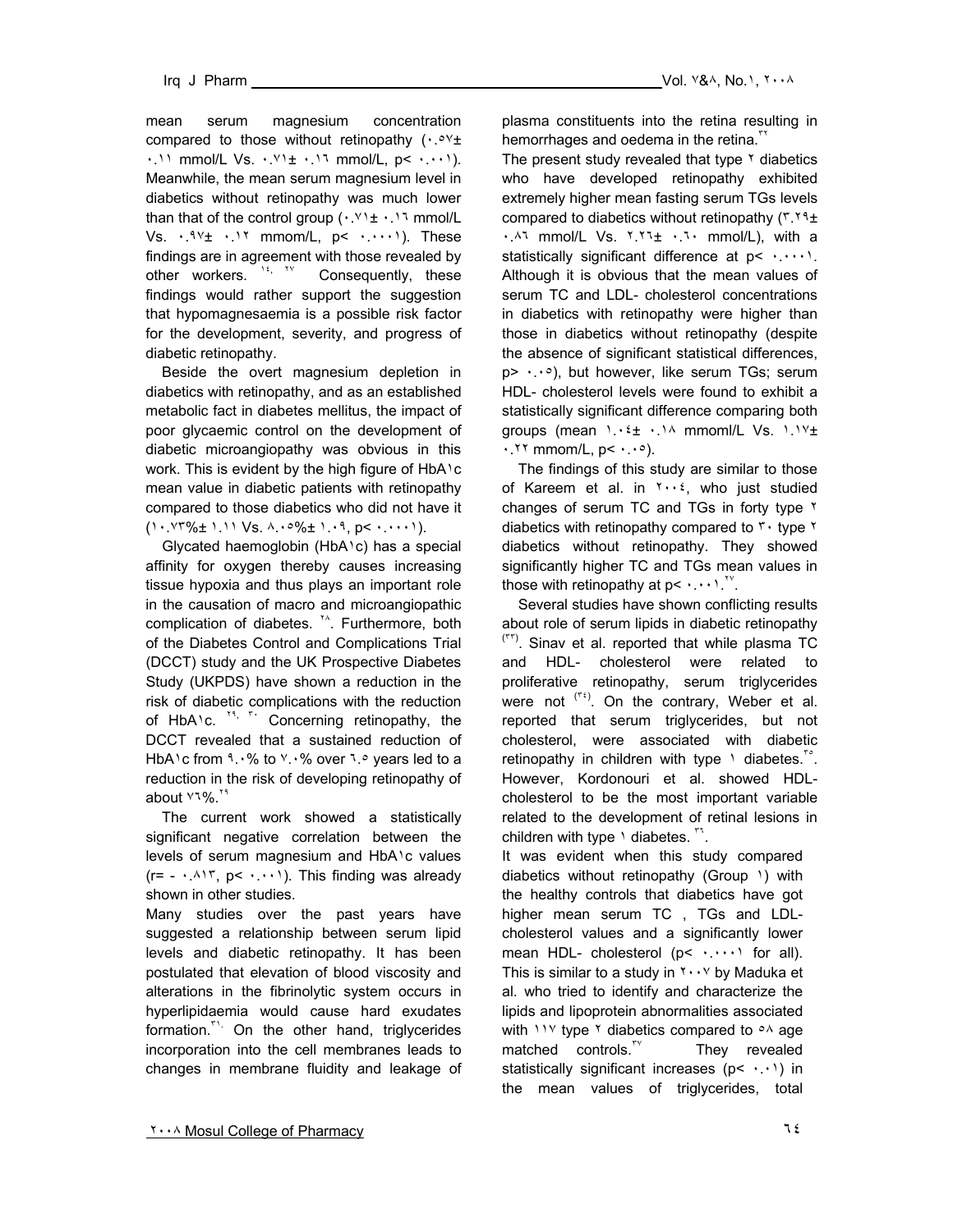mean serum magnesium concentration compared to those without retinopathy (٠.٥٧± ٠.١١ mmol/L Vs. ٠.٧١± ٠.١٦ mmol/L, p< ٠.٠٠١). Meanwhile, the mean serum magnesium level in diabetics without retinopathy was much lower than that of the control group (٠.٧١± ٠.١٦ mmol/L Vs. ٠.٩٧± ٠.١٢ mmom/L, p< ٠.٠٠٠١). These findings are in agreement with those revealed by other workers. [١٤, ٢٧] Consequently, these findings would rather support the suggestion that hypomagnesaemia is a possible risk factor for the development, severity, and progress of diabetic retinopathy.

Beside the overt magnesium depletion in diabetics with retinopathy, and as an established metabolic fact in diabetes mellitus, the impact of poor glycaemic control on the development of diabetic microangiopathy was obvious in this work. This is evident by the high figure of HbA١c mean value in diabetic patients with retinopathy compared to those diabetics who did not have it (١٠.٧٣%± ١.١١ Vs. ٨.٠٥%± ١.٠٩, p< ٠.٠٠٠١).

Glycated haemoglobin (HbA١c) has a special affinity for oxygen thereby causes increasing tissue hypoxia and thus plays an important role in the causation of macro and microangiopathic complication of diabetes. [٢٨]. Furthermore, both of the Diabetes Control and Complications Trial (DCCT) study and the UK Prospective Diabetes Study (UKPDS) have shown a reduction in the risk of diabetic complications with the reduction of HbA١c. [٢٩, ٣٠] Concerning retinopathy, the DCCT revealed that a sustained reduction of HbA١c from ٩.٠% to ٧.٠% over ٦.٥ years led to a reduction in the risk of developing retinopathy of about ٧٦%.[٢٩]

The current work showed a statistically significant negative correlation between the levels of serum magnesium and HbA١c values (r= - ٠.٨١٣, p< ٠.٠٠١). This finding was already shown in other studies.

Many studies over the past years have suggested a relationship between serum lipid levels and diabetic retinopathy. It has been postulated that elevation of blood viscosity and alterations in the fibrinolytic system occurs in hyperlipidaemia would cause hard exudates formation.[٣١] On the other hand, triglycerides incorporation into the cell membranes leads to changes in membrane fluidity and leakage of plasma constituents into the retina resulting in hemorrhages and oedema in the retina.[٣٢]

The present study revealed that type ٢ diabetics who have developed retinopathy exhibited extremely higher mean fasting serum TGs levels compared to diabetics without retinopathy (٣.٢٩± ٠.٨٦ mmol/L Vs. ٢.٢٦± ٠.٦٠ mmol/L), with a statistically significant difference at p< ٠.٠٠٠١. Although it is obvious that the mean values of serum TC and LDL- cholesterol concentrations in diabetics with retinopathy were higher than those in diabetics without retinopathy (despite the absence of significant statistical differences, p> ٠.٠٥), but however, like serum TGs; serum HDL- cholesterol levels were found to exhibit a statistically significant difference comparing both groups (mean ١.٠٤± ٠.١٨ mmoml/L Vs. ١.١٧± ٠.٢٢ mmom/L, p< ٠.٠٥).

The findings of this study are similar to those of Kareem et al. in ٢٠٠٤, who just studied changes of serum TC and TGs in forty type ٢ diabetics with retinopathy compared to ٣٠ type ٢ diabetics without retinopathy. They showed significantly higher TC and TGs mean values in those with retinopathy at p< ٠.٠٠١.[٢٧].

Several studies have shown conflicting results about role of serum lipids in diabetic retinopathy [(٣٣)]. Sinav et al. reported that while plasma TC and HDL- cholesterol were related to proliferative retinopathy, serum triglycerides were not [(٣٤)]. On the contrary, Weber et al. reported that serum triglycerides, but not cholesterol, were associated with diabetic retinopathy in children with type ١ diabetes.[٣٥]. However, Kordonouri et al. showed HDL-cholesterol to be the most important variable related to the development of retinal lesions in children with type ١ diabetes. [٣٦].

It was evident when this study compared diabetics without retinopathy (Group ١) with the healthy controls that diabetics have got higher mean serum TC , TGs and LDL-cholesterol values and a significantly lower mean HDL- cholesterol (p< ٠.٠٠٠١ for all). This is similar to a study in ٢٠٠٧ by Maduka et al. who tried to identify and characterize the lipids and lipoprotein abnormalities associated with ١١٧ type ٢ diabetics compared to ٥٨ age matched controls.[٣٧] They revealed statistically significant increases (p< ٠.٠١) in the mean values of triglycerides, total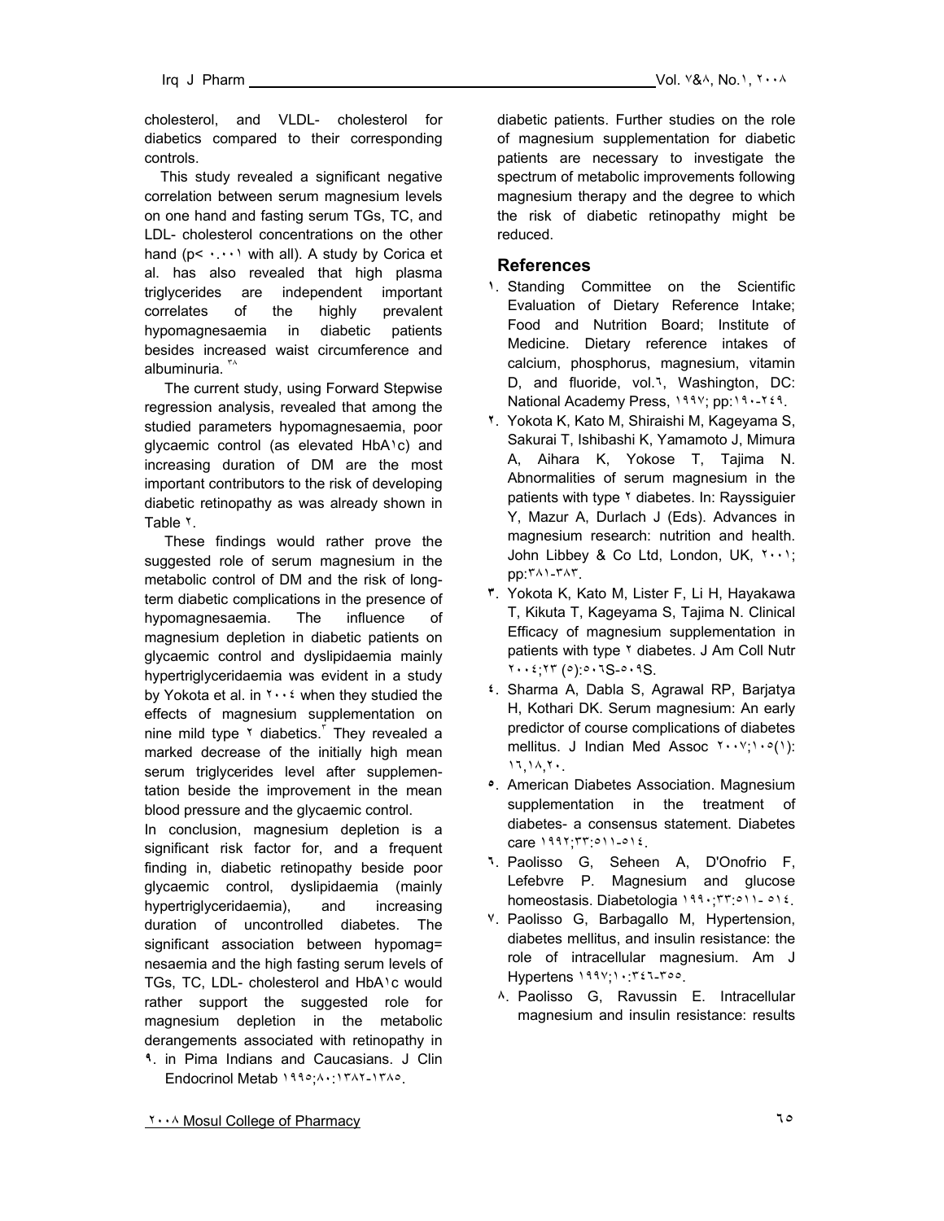cholesterol, and VLDL- cholesterol for diabetics compared to their corresponding controls.

This study revealed a significant negative correlation between serum magnesium levels on one hand and fasting serum TGs, TC, and LDL- cholesterol concentrations on the other hand ($p < 0.001$ with all). A study by Corica et al. has also revealed that high plasma triglycerides are independent important correlates of the highly prevalent hypomagnesaemia in diabetic patients besides increased waist circumference and albuminuria. [38]

The current study, using Forward Stepwise regression analysis, revealed that among the studied parameters hypomagnesaemia, poor glycaemic control (as elevated HbA1c) and increasing duration of DM are the most important contributors to the risk of developing diabetic retinopathy as was already shown in Table 2.

These findings would rather prove the suggested role of serum magnesium in the metabolic control of DM and the risk of long-term diabetic complications in the presence of hypomagnesaemia. The influence of magnesium depletion in diabetic patients on glycaemic control and dyslipidaemia mainly hypertriglyceridaemia was evident in a study by Yokota et al. in 2004 when they studied the effects of magnesium supplementation on nine mild type 2 diabetics.[3] They revealed a marked decrease of the initially high mean serum triglycerides level after supplementation beside the improvement in the mean blood pressure and the glycaemic control.

In conclusion, magnesium depletion is a significant risk factor for, and a frequent finding in, diabetic retinopathy beside poor glycaemic control, dyslipidaemia (mainly hypertriglyceridaemia), and increasing duration of uncontrolled diabetes. The significant association between hypomag= nesaemia and the high fasting serum levels of TGs, TC, LDL- cholesterol and HbA1c would rather support the suggested role for magnesium depletion in the metabolic derangements associated with retinopathy in diabetic patients. Further studies on the role of magnesium supplementation for diabetic patients are necessary to investigate the spectrum of metabolic improvements following magnesium therapy and the degree to which the risk of diabetic retinopathy might be reduced.

## References

1. Standing Committee on the Scientific Evaluation of Dietary Reference Intake; Food and Nutrition Board; Institute of Medicine. Dietary reference intakes of calcium, phosphorus, magnesium, vitamin D, and fluoride, vol.6, Washington, DC: National Academy Press, 1997; pp:190-249.
2. Yokota K, Kato M, Shiraishi M, Kageyama S, Sakurai T, Ishibashi K, Yamamoto J, Mimura A, Aihara K, Yokose T, Tajima N. Abnormalities of serum magnesium in the patients with type 2 diabetes. In: Rayssiguier Y, Mazur A, Durlach J (Eds). Advances in magnesium research: nutrition and health. John Libbey & Co Ltd, London, UK, 2001; pp:381-383.
3. Yokota K, Kato M, Lister F, Li H, Hayakawa T, Kikuta T, Kageyama S, Tajima N. Clinical Efficacy of magnesium supplementation in patients with type 2 diabetes. J Am Coll Nutr 2004;23 (5):506S-509S.
4. Sharma A, Dabla S, Agrawal RP, Barjatya H, Kothari DK. Serum magnesium: An early predictor of course complications of diabetes mellitus. J Indian Med Assoc 2007;105(1): 16,18,20.
5. American Diabetes Association. Magnesium supplementation in the treatment of diabetes- a consensus statement. Diabetes care 1992;33:511-514.
6. Paolisso G, Seheen A, D'Onofrio F, Lefebvre P. Magnesium and glucose homeostasis. Diabetologia 1990;33:511- 514.
7. Paolisso G, Barbagallo M, Hypertension, diabetes mellitus, and insulin resistance: the role of intracellular magnesium. Am J Hypertens 1997;10:346-355.
8. Paolisso G, Ravussin E. Intracellular magnesium and insulin resistance: results
9. in Pima Indians and Caucasians. J Clin Endocrinol Metab 1995;80:1382-1385.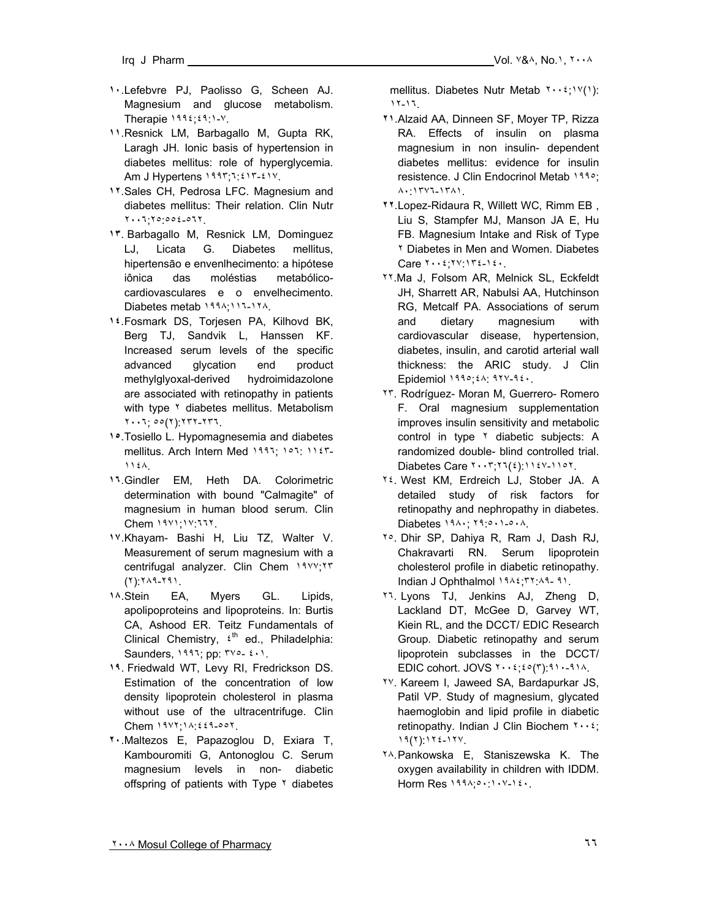١٠.Lefebvre PJ, Paolisso G, Scheen AJ. Magnesium and glucose metabolism. Therapie ١٩٩٤;٤٩:١-٧.

١١.Resnick LM, Barbagallo M, Gupta RK, Laragh JH. Ionic basis of hypertension in diabetes mellitus: role of hyperglycemia. Am J Hypertens ١٩٩٣;٦:٤١٣-٤١٧.

١٢.Sales CH, Pedrosa LFC. Magnesium and diabetes mellitus: Their relation. Clin Nutr ٢٠٠٦;٢٥:٥٥٤-٥٦٢.

١٣. Barbagallo M, Resnick LM, Dominguez LJ, Licata G. Diabetes mellitus, hipertensão e envenlhecimento: a hipótese iônica das moléstias metabólico-cardiovasculares e o envelhecimento. Diabetes metab ١٩٩٨;١١٦-١٢٨.

١٤.Fosmark DS, Torjesen PA, Kilhovd BK, Berg TJ, Sandvik L, Hanssen KF. Increased serum levels of the specific advanced glycation end product methylglyoxal-derived hydroimidazolone are associated with retinopathy in patients with type ٢ diabetes mellitus. Metabolism ٢٠٠٦; ٥٥(٢):٢٣٢-٢٣٦.

١٥.Tosiello L. Hypomagnesemia and diabetes mellitus. Arch Intern Med ١٩٩٦; ١٥٦: ١١٤٣-١١٤٨.

١٦.Gindler EM, Heth DA. Colorimetric determination with bound "Calmagite" of magnesium in human blood serum. Clin Chem ١٩٧١;١٧:٦٦٢.

١٧.Khayam- Bashi H, Liu TZ, Walter V. Measurement of serum magnesium with a centrifugal analyzer. Clin Chem ١٩٧٧;٢٣ (٢):٢٨٩-٢٩١.

١٨.Stein EA, Myers GL. Lipids, apolipoproteins and lipoproteins. In: Burtis CA, Ashood ER. Teitz Fundamentals of Clinical Chemistry, ٤th ed., Philadelphia: Saunders, ١٩٩٦; pp: ٣٧٥- ٤٠١.

١٩. Friedwald WT, Levy RI, Fredrickson DS. Estimation of the concentration of low density lipoprotein cholesterol in plasma without use of the ultracentrifuge. Clin Chem ١٩٧٢;١٨:٤٤٩-٥٥٢.

٢٠.Maltezos E, Papazoglou D, Exiara T, Kambouromiti G, Antonoglou C. Serum magnesium levels in non- diabetic offspring of patients with Type ٢ diabetes mellitus. Diabetes Nutr Metab ٢٠٠٤;١٧(١): ١٢-١٦.

٢١.Alzaid AA, Dinneen SF, Moyer TP, Rizza RA. Effects of insulin on plasma magnesium in non insulin- dependent diabetes mellitus: evidence for insulin resistence. J Clin Endocrinol Metab ١٩٩٥; ٨٠:١٣٧٦-١٣٨١.

٢٢.Lopez-Ridaura R, Willett WC, Rimm EB , Liu S, Stampfer MJ, Manson JA E, Hu FB. Magnesium Intake and Risk of Type ٢ Diabetes in Men and Women. Diabetes Care ٢٠٠٤;٢٧:١٣٤-١٤٠.

٢٢.Ma J, Folsom AR, Melnick SL, Eckfeldt JH, Sharrett AR, Nabulsi AA, Hutchinson RG, Metcalf PA. Associations of serum and dietary magnesium with cardiovascular disease, hypertension, diabetes, insulin, and carotid arterial wall thickness: the ARIC study. J Clin Epidemiol ١٩٩٥;٤٨: ٩٢٧-٩٤٠.

٢٣. Rodríguez- Moran M, Guerrero- Romero F. Oral magnesium supplementation improves insulin sensitivity and metabolic control in type ٢ diabetic subjects: A randomized double- blind controlled trial. Diabetes Care ٢٠٠٣;٢٦(٤):١١٤٧-١١٥٢.

٢٤. West KM, Erdreich LJ, Stober JA. A detailed study of risk factors for retinopathy and nephropathy in diabetes. Diabetes ١٩٨٠; ٢٩:٥٠١-٥٠٨.

٢٥. Dhir SP, Dahiya R, Ram J, Dash RJ, Chakravarti RN. Serum lipoprotein cholesterol profile in diabetic retinopathy. Indian J Ophthalmol ١٩٨٤;٣٢:٨٩- ٩١.

٢٦. Lyons TJ, Jenkins AJ, Zheng D, Lackland DT, McGee D, Garvey WT, Klein RL, and the DCCT/ EDIC Research Group. Diabetic retinopathy and serum lipoprotein subclasses in the DCCT/ EDIC cohort. JOVS ٢٠٠٤;٤٥(٣):٩١٠-٩١٨.

٢٧. Kareem I, Jaweed SA, Bardapurkar JS, Patil VP. Study of magnesium, glycated haemoglobin and lipid profile in diabetic retinopathy. Indian J Clin Biochem ٢٠٠٤; ١٩(٢):١٢٤-١٢٧.

٢٨.Pankowska E, Staniszewska K. The oxygen availability in children with IDDM. Horm Res ١٩٩٨;٥٠:١٠٧-١٤٠.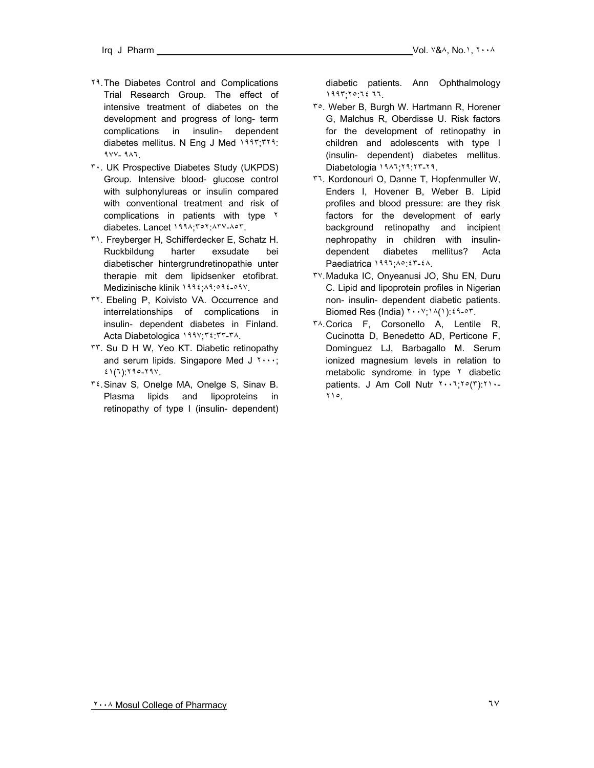29. The Diabetes Control and Complications Trial Research Group. The effect of intensive treatment of diabetes on the development and progress of long- term complications in insulin- dependent diabetes mellitus. N Eng J Med ١٩٩٣;٣٢٩: ٩٧٧- ٩٨٦.

30. UK Prospective Diabetes Study (UKPDS) Group. Intensive blood- glucose control with sulphonylureas or insulin compared with conventional treatment and risk of complications in patients with type ٢ diabetes. Lancet ١٩٩٨;٣٥٢:٨٣٧-٨٥٣.

31. Freyberger H, Schifferdecker E, Schatz H. Ruckbildung harter exsudate bei diabetischer hintergrundretinopathie unter therapie mit dem lipidsenker etofibrat. Medizinische klinik ١٩٩٤;٨٩:٥٩٤-٥٩٧.

32. Ebeling P, Koivisto VA. Occurrence and interrelationships of complications in insulin- dependent diabetes in Finland. Acta Diabetologica ١٩٩٧;٣٤:٣٣-٣٨.

33. Su D H W, Yeo KT. Diabetic retinopathy and serum lipids. Singapore Med J ٢٠٠٠; ٤١(٦):٢٩٥-٢٩٧.

34. Sinav S, Onelge MA, Onelge S, Sinav B. Plasma lipids and lipoproteins in retinopathy of type I (insulin- dependent) diabetic patients. Ann Ophthalmology ١٩٩٣;٢٥:٦٤ ٦٦.

35. Weber B, Burgh W. Hartmann R, Horener G, Malchus R, Oberdisse U. Risk factors for the development of retinopathy in children and adolescents with type I (insulin- dependent) diabetes mellitus. Diabetologia ١٩٨٦;٢٩:٢٣-٢٩.

36. Kordonouri O, Danne T, Hopfenmuller W, Enders I, Hovener B, Weber B. Lipid profiles and blood pressure: are they risk factors for the development of early background retinopathy and incipient nephropathy in children with insulin- dependent diabetes mellitus? Acta Paediatrica ١٩٩٦;٨٥:٤٣-٤٨.

37. Maduka IC, Onyeanusi JO, Shu EN, Duru C. Lipid and lipoprotein profiles in Nigerian non- insulin- dependent diabetic patients. Biomed Res (India) ٢٠٠٧;١٨(١):٤٩-٥٣.

38. Corica F, Corsonello A, Lentile R, Cucinotta D, Benedetto AD, Perticone F, Dominguez LJ, Barbagallo M. Serum ionized magnesium levels in relation to metabolic syndrome in type ٢ diabetic patients. J Am Coll Nutr ٢٠٠٦;٢٥(٣):٢١٠-٢١٥.